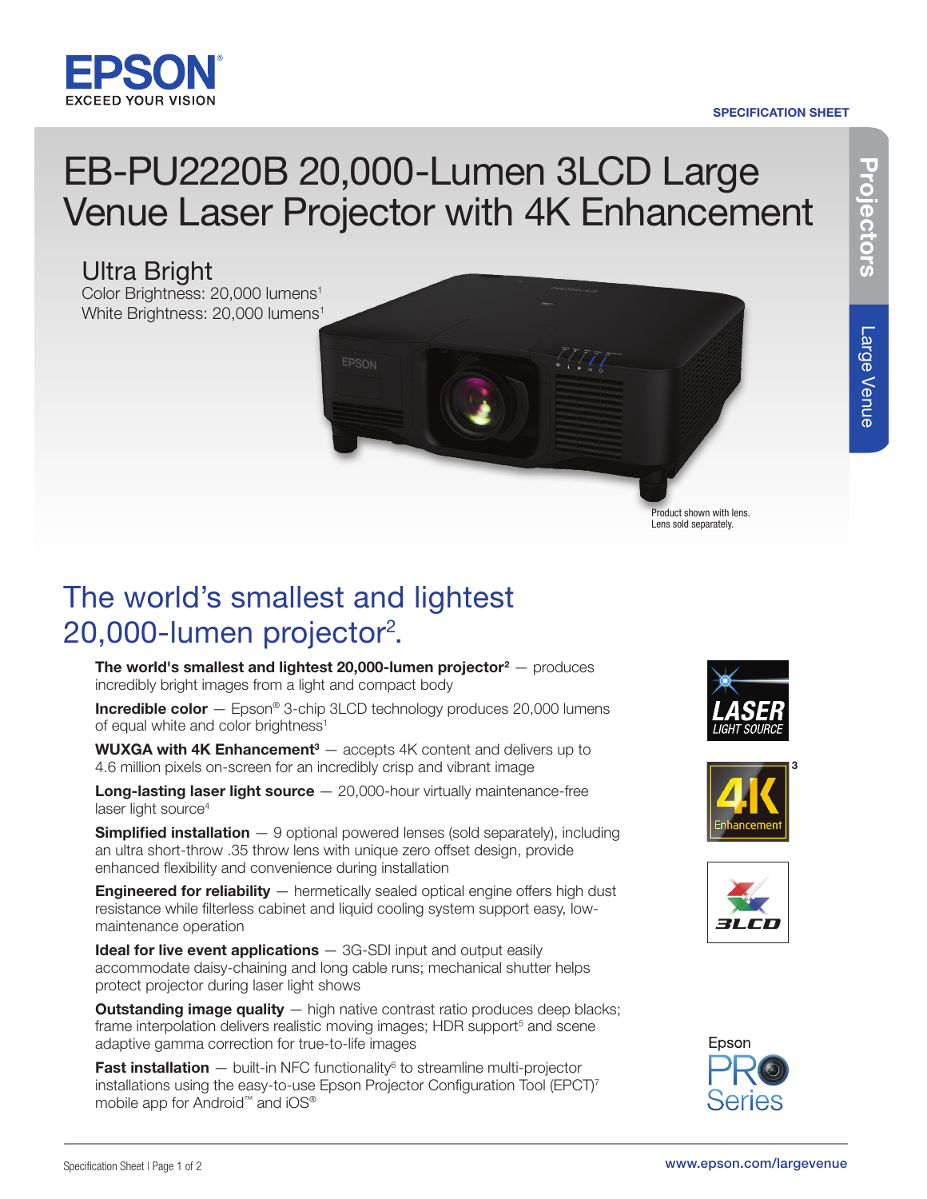SPECIFICATION SHEET

# EB-PU2220B 20,000-Lumen 3LCD Large Venue Laser Projector with 4K Enhancement

## Ultra Bright

Color Brightness: 20,000 lumens[1]
White Brightness: 20,000 lumens[1]

Product shown with lens.
Lens sold separately.

## The world's smallest and lightest 20,000-lumen projector[2].

**The world's smallest and lightest 20,000-lumen projector[2]** — produces incredibly bright images from a light and compact body

**Incredible color** — Epson® 3-chip 3LCD technology produces 20,000 lumens of equal white and color brightness[1]

**WUXGA with 4K Enhancement[3]** — accepts 4K content and delivers up to 4.6 million pixels on-screen for an incredibly crisp and vibrant image

**Long-lasting laser light source** — 20,000-hour virtually maintenance-free laser light source[4]

**Simplified installation** — 9 optional powered lenses (sold separately), including an ultra short-throw .35 throw lens with unique zero offset design, provide enhanced flexibility and convenience during installation

**Engineered for reliability** — hermetically sealed optical engine offers high dust resistance while filterless cabinet and liquid cooling system support easy, low-maintenance operation

**Ideal for live event applications** — 3G-SDI input and output easily accommodate daisy-chaining and long cable runs; mechanical shutter helps protect projector during laser light shows

**Outstanding image quality** — high native contrast ratio produces deep blacks; frame interpolation delivers realistic moving images; HDR support[5] and scene adaptive gamma correction for true-to-life images

**Fast installation** — built-in NFC functionality[6] to streamline multi-projector installations using the easy-to-use Epson Projector Configuration Tool (EPCT)[7] mobile app for Android™ and iOS®

www.epson.com/largevenue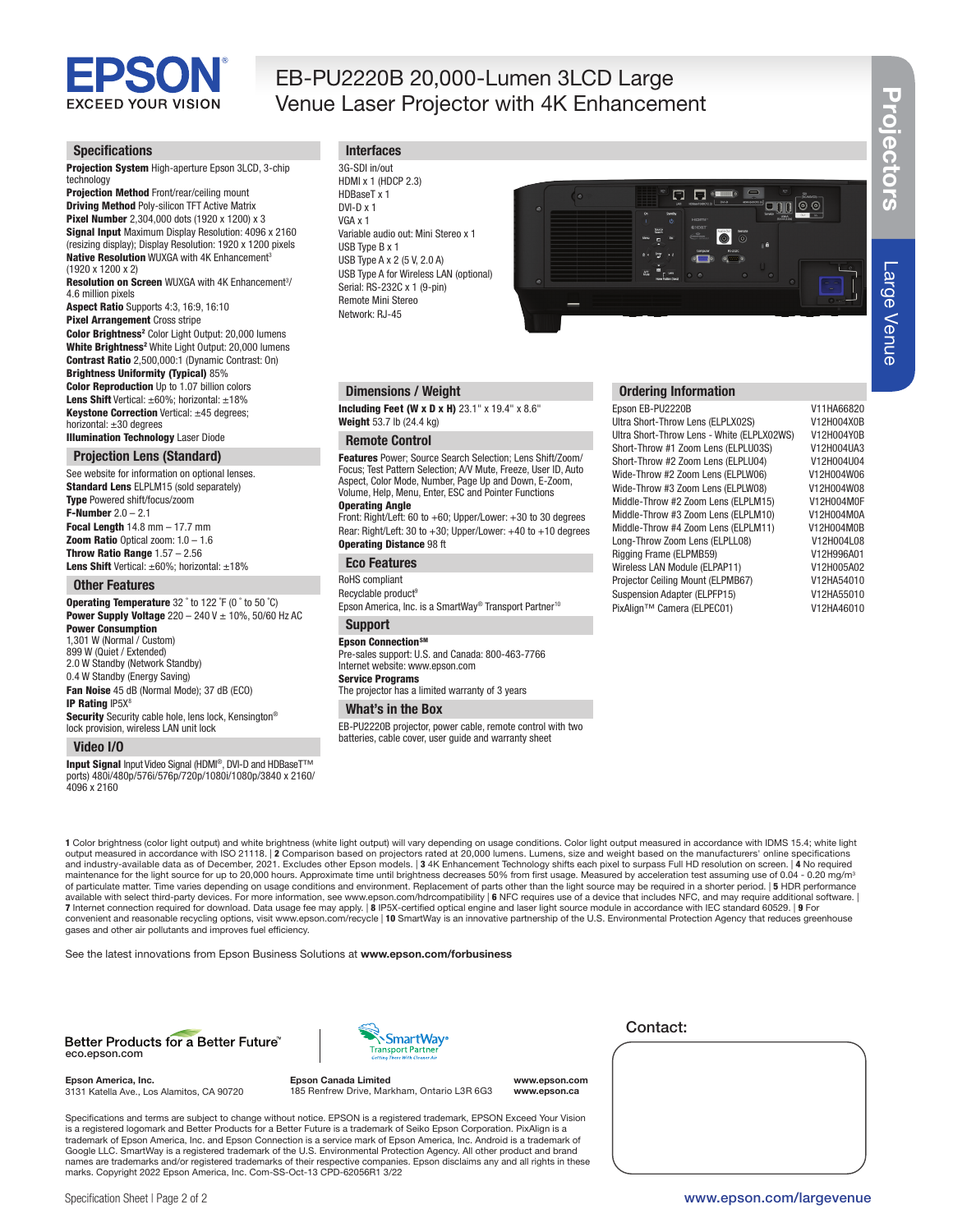# EB-PU2220B 20,000-Lumen 3LCD Large Venue Laser Projector with 4K Enhancement

Projectors | Large Venue

## Specifications

**Projection System** High-aperture Epson 3LCD, 3-chip technology
**Projection Method** Front/rear/ceiling mount
**Driving Method** Poly-silicon TFT Active Matrix
**Pixel Number** 2,304,000 dots (1920 x 1200) x 3
**Signal Input** Maximum Display Resolution: 4096 x 2160 (resizing display); Display Resolution: 1920 x 1200 pixels
**Native Resolution** WUXGA with 4K Enhancement[3] (1920 x 1200 x 2)
**Resolution on Screen** WUXGA with 4K Enhancement[3]/ 4.6 million pixels
**Aspect Ratio** Supports 4:3, 16:9, 16:10
**Pixel Arrangement** Cross stripe
**Color Brightness**[2] Color Light Output: 20,000 lumens
**White Brightness**[2] White Light Output: 20,000 lumens
**Contrast Ratio** 2,500,000:1 (Dynamic Contrast: On)
**Brightness Uniformity (Typical)** 85%
**Color Reproduction** Up to 1.07 billion colors
**Lens Shift** Vertical: ±60%; horizontal: ±18%
**Keystone Correction** Vertical: ±45 degrees; horizontal: ±30 degrees
**Illumination Technology** Laser Diode

## Projection Lens (Standard)

See website for information on optional lenses.
**Standard Lens** ELPLM15 (sold separately)
**Type** Powered shift/focus/zoom
**F-Number** 2.0 – 2.1
**Focal Length** 14.8 mm – 17.7 mm
**Zoom Ratio** Optical zoom: 1.0 – 1.6
**Throw Ratio Range** 1.57 – 2.56
**Lens Shift** Vertical: ±60%; horizontal: ±18%

## Other Features

**Operating Temperature** 32 ˚ to 122 ˚F (0 ˚ to 50 ˚C)
**Power Supply Voltage** 220 – 240 V ± 10%, 50/60 Hz AC
**Power Consumption**
1,301 W (Normal / Custom)
899 W (Quiet / Extended)
2.0 W Standby (Network Standby)
0.4 W Standby (Energy Saving)
**Fan Noise** 45 dB (Normal Mode); 37 dB (ECO)
**IP Rating** IP5X[8]
**Security** Security cable hole, lens lock, Kensington® lock provision, wireless LAN unit lock

## Video I/O

**Input Signal** Input Video Signal (HDMI®, DVI-D and HDBaseT™ ports) 480i/480p/576i/576p/720p/1080i/1080p/3840 x 2160/ 4096 x 2160

## Interfaces

3G-SDI in/out
HDMI x 1 (HDCP 2.3)
HDBaseT x 1
DVI-D x 1
VGA x 1
Variable audio out: Mini Stereo x 1
USB Type B x 1
USB Type A x 2 (5 V, 2.0 A)
USB Type A for Wireless LAN (optional)
Serial: RS-232C x 1 (9-pin)
Remote Mini Stereo
Network: RJ-45

## Dimensions / Weight

**Including Feet (W x D x H)** 23.1" x 19.4" x 8.6"
**Weight** 53.7 lb (24.4 kg)

## Remote Control

**Features** Power; Source Search Selection; Lens Shift/Zoom/ Focus; Test Pattern Selection; A/V Mute, Freeze, User ID, Auto Aspect, Color Mode, Number, Page Up and Down, E-Zoom, Volume, Help, Menu, Enter, ESC and Pointer Functions
**Operating Angle**
Front: Right/Left: 60 to +60; Upper/Lower: +30 to 30 degrees
Rear: Right/Left: 30 to +30; Upper/Lower: +40 to +10 degrees
**Operating Distance** 98 ft

## Eco Features

RoHS compliant
Recyclable product[9]
Epson America, Inc. is a SmartWay® Transport Partner[10]

## Support

**Epson Connection℠**
Pre-sales support: U.S. and Canada: 800-463-7766
Internet website: www.epson.com
**Service Programs**
The projector has a limited warranty of 3 years

## What's in the Box

EB-PU2220B projector, power cable, remote control with two batteries, cable cover, user guide and warranty sheet

## Ordering Information

| | |
|---|---|
| Epson EB-PU2220B | V11HA66820 |
| Ultra Short-Throw Lens (ELPLX02S) | V12H004X0B |
| Ultra Short-Throw Lens - White (ELPLX02WS) | V12H004Y0B |
| Short-Throw #1 Zoom Lens (ELPLU03S) | V12H004UA3 |
| Short-Throw #2 Zoom Lens (ELPLU04) | V12H004U04 |
| Wide-Throw #2 Zoom Lens (ELPLW06) | V12H004W06 |
| Wide-Throw #3 Zoom Lens (ELPLW08) | V12H004W08 |
| Middle-Throw #2 Zoom Lens (ELPLM15) | V12H004M0F |
| Middle-Throw #3 Zoom Lens (ELPLM10) | V12H004M0A |
| Middle-Throw #4 Zoom Lens (ELPLM11) | V12H004M0B |
| Long-Throw Zoom Lens (ELPLL08) | V12H004L08 |
| Rigging Frame (ELPMB59) | V12H996A01 |
| Wireless LAN Module (ELPAP11) | V12H005A02 |
| Projector Ceiling Mount (ELPMB67) | V12HA54010 |
| Suspension Adapter (ELPFP15) | V12HA55010 |
| PixAlign™ Camera (ELPEC01) | V12HA46010 |

**1** Color brightness (color light output) and white brightness (white light output) will vary depending on usage conditions. Color light output measured in accordance with IDMS 15.4; white light output measured in accordance with ISO 21118. | **2** Comparison based on projectors rated at 20,000 lumens. Lumens, size and weight based on the manufacturers' online specifications and industry-available data as of December, 2021. Excludes other Epson models. | **3** 4K Enhancement Technology shifts each pixel to surpass Full HD resolution on screen. | **4** No required maintenance for the light source for up to 20,000 hours. Approximate time until brightness decreases 50% from first usage. Measured by acceleration test assuming use of 0.04 - 0.20 mg/m³ of particulate matter. Time varies depending on usage conditions and environment. Replacement of parts other than the light source may be required in a shorter period. | **5** HDR performance available with select third-party devices. For more information, see www.epson.com/hdrcompatibility | **6** NFC requires use of a device that includes NFC, and may require additional software. | **7** Internet connection required for download. Data usage fee may apply. | **8** IP5X-certified optical engine and laser light source module in accordance with IEC standard 60529. | **9** For convenient and reasonable recycling options, visit www.epson.com/recycle | **10** SmartWay is an innovative partnership of the U.S. Environmental Protection Agency that reduces greenhouse gases and other air pollutants and improves fuel efficiency.

See the latest innovations from Epson Business Solutions at **www.epson.com/forbusiness**

Better Products for a Better Future™
eco.epson.com

SmartWay® Transport Partner

Contact:

**Epson America, Inc.**
3131 Katella Ave., Los Alamitos, CA 90720

**Epson Canada Limited**
185 Renfrew Drive, Markham, Ontario L3R 6G3

**www.epson.com**
**www.epson.ca**

Specifications and terms are subject to change without notice. EPSON is a registered trademark, EPSON Exceed Your Vision is a registered logomark and Better Products for a Better Future is a trademark of Seiko Epson Corporation. PixAlign is a trademark of Epson America, Inc. and Epson Connection is a service mark of Epson America, Inc. Android is a trademark of Google LLC. SmartWay is a registered trademark of the U.S. Environmental Protection Agency. All other product and brand names are trademarks and/or registered trademarks of their respective companies. Epson disclaims any and all rights in these marks. Copyright 2022 Epson America, Inc. Com-SS-Oct-13 CPD-62056R1 3/22

www.epson.com/largevenue